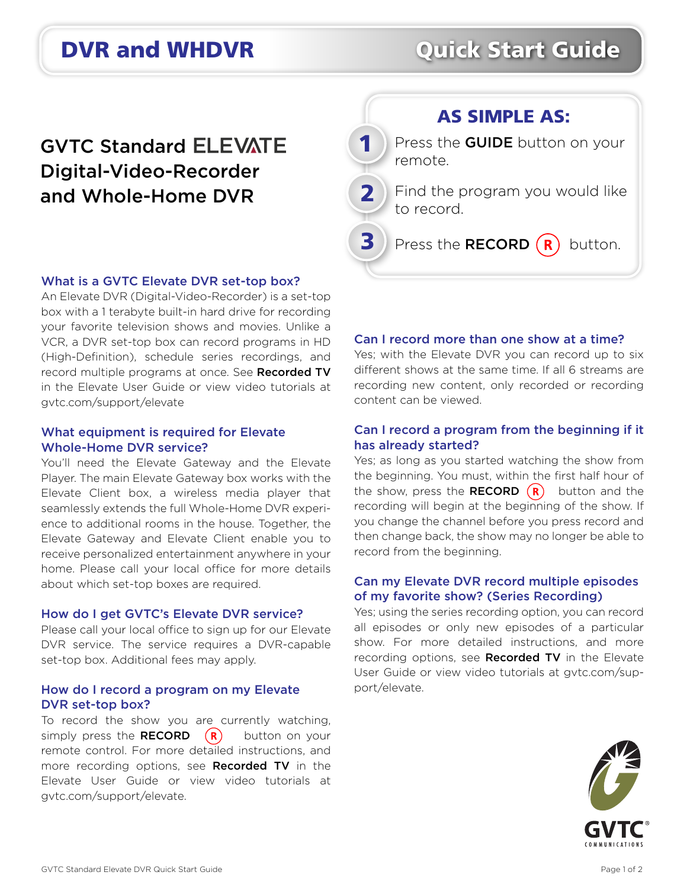# DVR and WHDVR Quick Start Guide

## GVTC Standard ELEVATE Digital-Video-Recorder and Whole-Home DVR

### AS SIMPLE AS:

1. Press the **GUIDE** button on your remote.
2. Find the program you would like to record.
3. Press the **RECORD** (R) button.

### What is a GVTC Elevate DVR set-top box?

An Elevate DVR (Digital-Video-Recorder) is a set-top box with a 1 terabyte built-in hard drive for recording your favorite television shows and movies. Unlike a VCR, a DVR set-top box can record programs in HD (High-Definition), schedule series recordings, and record multiple programs at once. See **Recorded TV** in the Elevate User Guide or view video tutorials at gvtc.com/support/elevate

### What equipment is required for Elevate Whole-Home DVR service?

You'll need the Elevate Gateway and the Elevate Player. The main Elevate Gateway box works with the Elevate Client box, a wireless media player that seamlessly extends the full Whole-Home DVR experience to additional rooms in the house. Together, the Elevate Gateway and Elevate Client enable you to receive personalized entertainment anywhere in your home. Please call your local office for more details about which set-top boxes are required.

### How do I get GVTC's Elevate DVR service?

Please call your local office to sign up for our Elevate DVR service. The service requires a DVR-capable set-top box. Additional fees may apply.

### How do I record a program on my Elevate DVR set-top box?

To record the show you are currently watching, simply press the **RECORD** (R) button on your remote control. For more detailed instructions, and more recording options, see **Recorded TV** in the Elevate User Guide or view video tutorials at gvtc.com/support/elevate.

### Can I record more than one show at a time?

Yes; with the Elevate DVR you can record up to six different shows at the same time. If all 6 streams are recording new content, only recorded or recording content can be viewed.

### Can I record a program from the beginning if it has already started?

Yes; as long as you started watching the show from the beginning. You must, within the first half hour of the show, press the **RECORD** (R) button and the recording will begin at the beginning of the show. If you change the channel before you press record and then change back, the show may no longer be able to record from the beginning.

### Can my Elevate DVR record multiple episodes of my favorite show? (Series Recording)

Yes; using the series recording option, you can record all episodes or only new episodes of a particular show. For more detailed instructions, and more recording options, see **Recorded TV** in the Elevate User Guide or view video tutorials at gvtc.com/support/elevate.

GVTC COMMUNICATIONS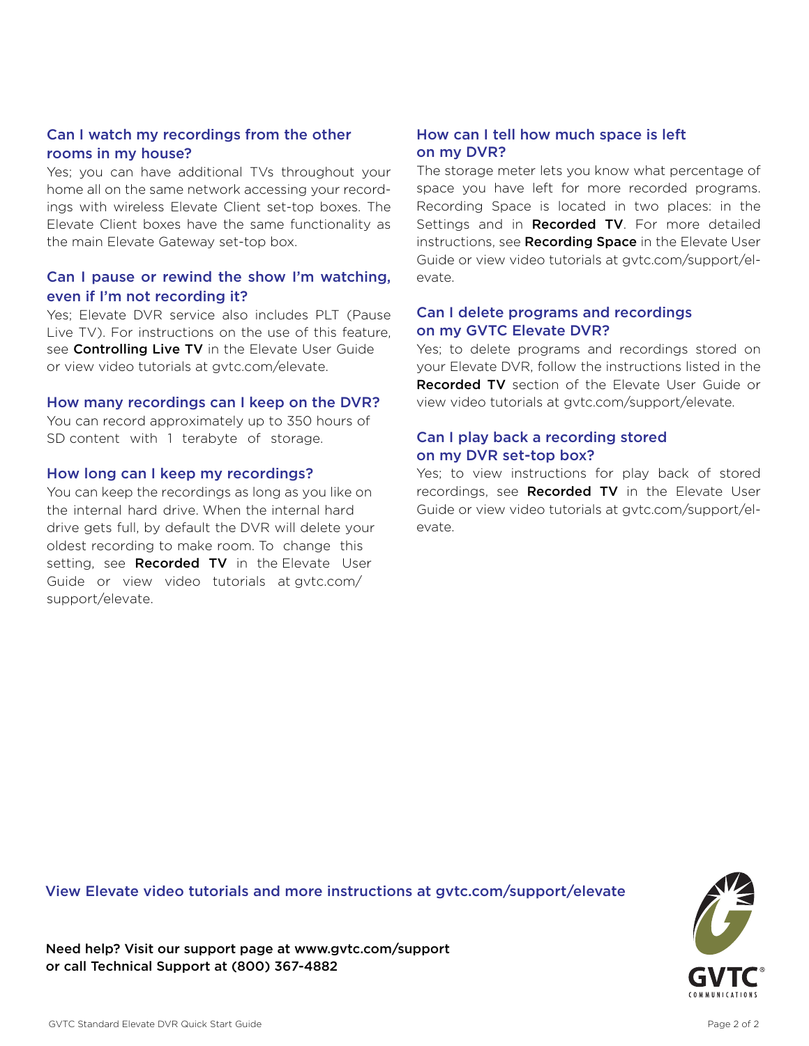### Can I watch my recordings from the other rooms in my house?

Yes; you can have additional TVs throughout your home all on the same network accessing your recordings with wireless Elevate Client set-top boxes. The Elevate Client boxes have the same functionality as the main Elevate Gateway set-top box.

### Can I pause or rewind the show I'm watching, even if I'm not recording it?

Yes; Elevate DVR service also includes PLT (Pause Live TV). For instructions on the use of this feature, see **Controlling Live TV** in the Elevate User Guide or view video tutorials at gvtc.com/elevate.

### How many recordings can I keep on the DVR?

You can record approximately up to 350 hours of SD content with 1 terabyte of storage.

### How long can I keep my recordings?

You can keep the recordings as long as you like on the internal hard drive. When the internal hard drive gets full, by default the DVR will delete your oldest recording to make room. To change this setting, see **Recorded TV** in the Elevate User Guide or view video tutorials at gvtc.com/support/elevate.

### How can I tell how much space is left on my DVR?

The storage meter lets you know what percentage of space you have left for more recorded programs. Recording Space is located in two places: in the Settings and in **Recorded TV**. For more detailed instructions, see **Recording Space** in the Elevate User Guide or view video tutorials at gvtc.com/support/elevate.

### Can I delete programs and recordings on my GVTC Elevate DVR?

Yes; to delete programs and recordings stored on your Elevate DVR, follow the instructions listed in the **Recorded TV** section of the Elevate User Guide or view video tutorials at gvtc.com/support/elevate.

### Can I play back a recording stored on my DVR set-top box?

Yes; to view instructions for play back of stored recordings, see **Recorded TV** in the Elevate User Guide or view video tutorials at gvtc.com/support/elevate.

**View Elevate video tutorials and more instructions at gvtc.com/support/elevate**

**Need help? Visit our support page at www.gvtc.com/support or call Technical Support at (800) 367-4882**

GVTC COMMUNICATIONS

GVTC Standard Elevate DVR Quick Start Guide